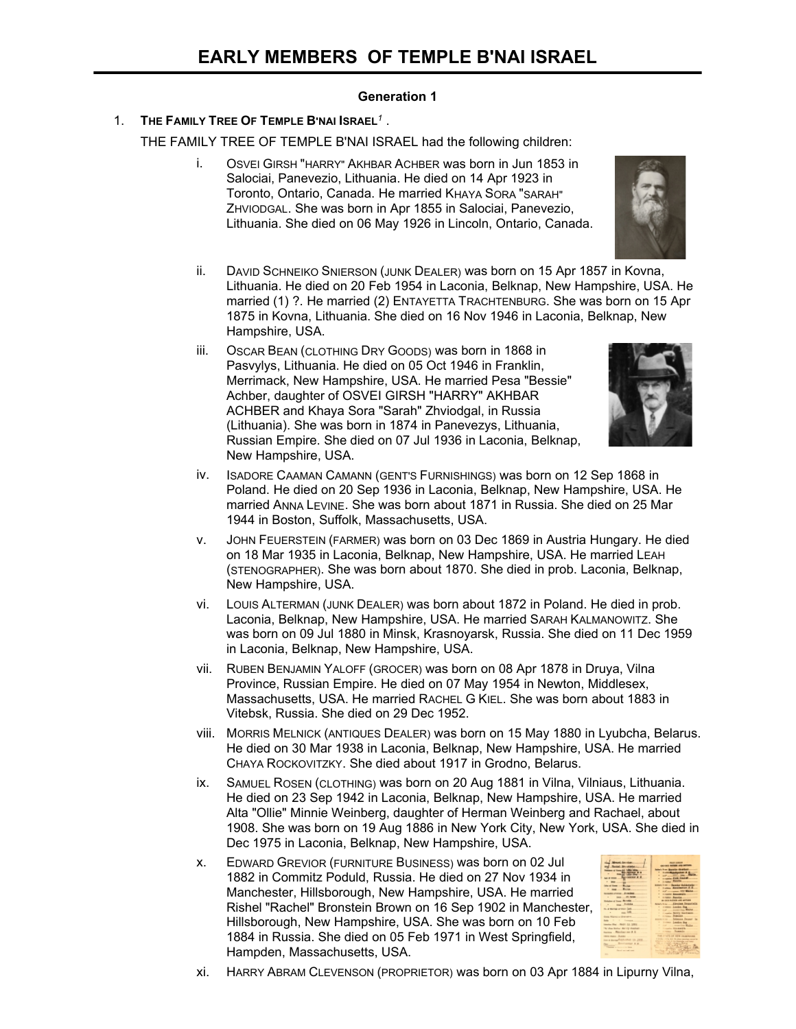# EARLY MEMBERS OF TEMPLE B'NAI ISRAEL

### Generation 1

1. **THE FAMILY TREE OF TEMPLE B'NAI ISRAEL**[1] .

   THE FAMILY TREE OF TEMPLE B'NAI ISRAEL had the following children:

   i. OSVEI GIRSH "HARRY" AKHBAR ACHBER was born in Jun 1853 in Salociai, Panevezio, Lithuania. He died on 14 Apr 1923 in Toronto, Ontario, Canada. He married KHAYA SORA "SARAH" ZHVIODGAL. She was born in Apr 1855 in Salociai, Panevezio, Lithuania. She died on 06 May 1926 in Lincoln, Ontario, Canada.

   ii. DAVID SCHNEIKO SNIERSON (JUNK DEALER) was born on 15 Apr 1857 in Kovna, Lithuania. He died on 20 Feb 1954 in Laconia, Belknap, New Hampshire, USA. He married (1) ?. He married (2) ENTAYETTA TRACHTENBURG. She was born on 15 Apr 1875 in Kovna, Lithuania. She died on 16 Nov 1946 in Laconia, Belknap, New Hampshire, USA.

   iii. OSCAR BEAN (CLOTHING DRY GOODS) was born in 1868 in Pasvylys, Lithuania. He died on 05 Oct 1946 in Franklin, Merrimack, New Hampshire, USA. He married Pesa "Bessie" Achber, daughter of OSVEI GIRSH "HARRY" AKHBAR ACHBER and Khaya Sora "Sarah" Zhviodgal, in Russia (Lithuania). She was born in 1874 in Panevezys, Lithuania, Russian Empire. She died on 07 Jul 1936 in Laconia, Belknap, New Hampshire, USA.

   iv. ISADORE CAAMAN CAMANN (GENT'S FURNISHINGS) was born on 12 Sep 1868 in Poland. He died on 20 Sep 1936 in Laconia, Belknap, New Hampshire, USA. He married ANNA LEVINE. She was born about 1871 in Russia. She died on 25 Mar 1944 in Boston, Suffolk, Massachusetts, USA.

   v. JOHN FEUERSTEIN (FARMER) was born on 03 Dec 1869 in Austria Hungary. He died on 18 Mar 1935 in Laconia, Belknap, New Hampshire, USA. He married LEAH (STENOGRAPHER). She was born about 1870. She died in prob. Laconia, Belknap, New Hampshire, USA.

   vi. LOUIS ALTERMAN (JUNK DEALER) was born about 1872 in Poland. He died in prob. Laconia, Belknap, New Hampshire, USA. He married SARAH KALMANOWITZ. She was born on 09 Jul 1880 in Minsk, Krasnoyarsk, Russia. She died on 11 Dec 1959 in Laconia, Belknap, New Hampshire, USA.

   vii. RUBEN BENJAMIN YALOFF (GROCER) was born on 08 Apr 1878 in Druya, Vilna Province, Russian Empire. He died on 07 May 1954 in Newton, Middlesex, Massachusetts, USA. He married RACHEL G KIEL. She was born about 1883 in Vitebsk, Russia. She died on 29 Dec 1952.

   viii. MORRIS MELNICK (ANTIQUES DEALER) was born on 15 May 1880 in Lyubcha, Belarus. He died on 30 Mar 1938 in Laconia, Belknap, New Hampshire, USA. He married CHAYA ROCKOVITZKY. She died about 1917 in Grodno, Belarus.

   ix. SAMUEL ROSEN (CLOTHING) was born on 20 Aug 1881 in Vilna, Vilniaus, Lithuania. He died on 23 Sep 1942 in Laconia, Belknap, New Hampshire, USA. He married Alta "Ollie" Minnie Weinberg, daughter of Herman Weinberg and Rachael, about 1908. She was born on 19 Aug 1886 in New York City, New York, USA. She died in Dec 1975 in Laconia, Belknap, New Hampshire, USA.

   x. EDWARD GREVIOR (FURNITURE BUSINESS) was born on 02 Jul 1882 in Commitz Poduld, Russia. He died on 27 Nov 1934 in Manchester, Hillsborough, New Hampshire, USA. He married Rishel "Rachel" Bronstein Brown on 16 Sep 1902 in Manchester, Hillsborough, New Hampshire, USA. She was born on 10 Feb 1884 in Russia. She died on 05 Feb 1971 in West Springfield, Hampden, Massachusetts, USA.

   xi. HARRY ABRAM CLEVENSON (PROPRIETOR) was born on 03 Apr 1884 in Lipurny Vilna,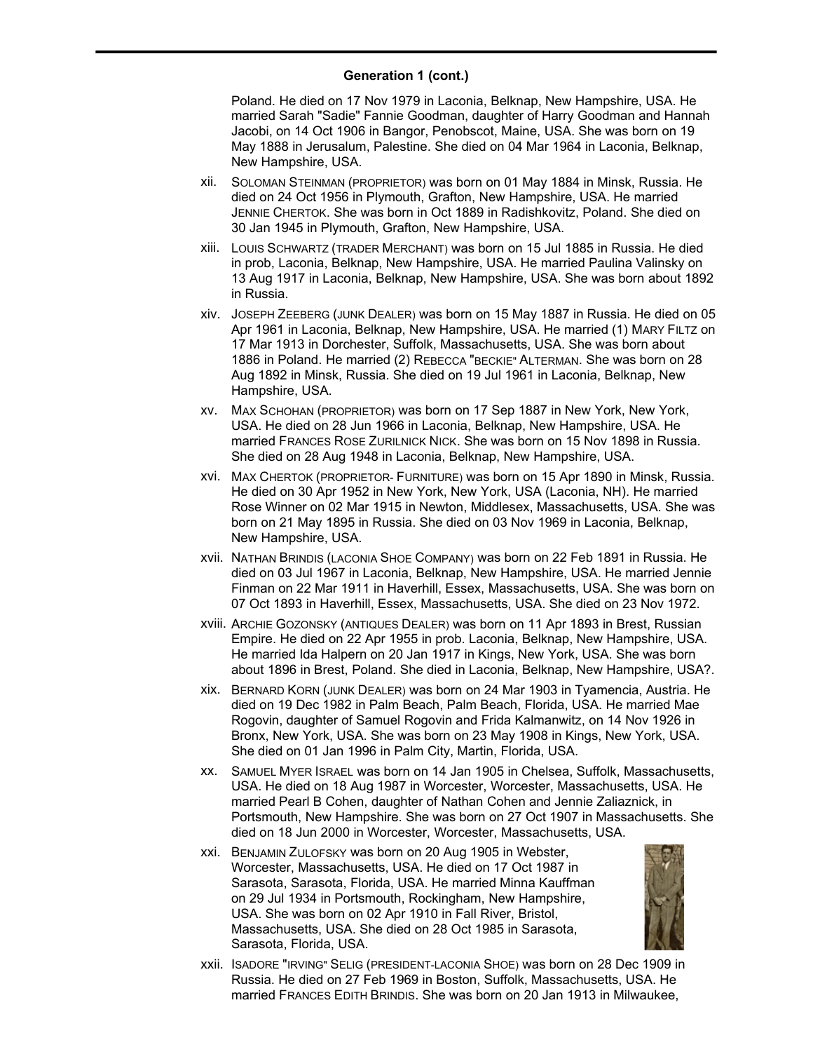### Generation 1 (cont.)

Poland. He died on 17 Nov 1979 in Laconia, Belknap, New Hampshire, USA. He married Sarah "Sadie" Fannie Goodman, daughter of Harry Goodman and Hannah Jacobi, on 14 Oct 1906 in Bangor, Penobscot, Maine, USA. She was born on 19 May 1888 in Jerusalum, Palestine. She died on 04 Mar 1964 in Laconia, Belknap, New Hampshire, USA.

xii. SOLOMAN STEINMAN (PROPRIETOR) was born on 01 May 1884 in Minsk, Russia. He died on 24 Oct 1956 in Plymouth, Grafton, New Hampshire, USA. He married JENNIE CHERTOK. She was born in Oct 1889 in Radishkovitz, Poland. She died on 30 Jan 1945 in Plymouth, Grafton, New Hampshire, USA.

xiii. LOUIS SCHWARTZ (TRADER MERCHANT) was born on 15 Jul 1885 in Russia. He died in prob, Laconia, Belknap, New Hampshire, USA. He married Paulina Valinsky on 13 Aug 1917 in Laconia, Belknap, New Hampshire, USA. She was born about 1892 in Russia.

xiv. JOSEPH ZEEBERG (JUNK DEALER) was born on 15 May 1887 in Russia. He died on 05 Apr 1961 in Laconia, Belknap, New Hampshire, USA. He married (1) MARY FILTZ on 17 Mar 1913 in Dorchester, Suffolk, Massachusetts, USA. She was born about 1886 in Poland. He married (2) REBECCA "BECKIE" ALTERMAN. She was born on 28 Aug 1892 in Minsk, Russia. She died on 19 Jul 1961 in Laconia, Belknap, New Hampshire, USA.

xv. MAX SCHOHAN (PROPRIETOR) was born on 17 Sep 1887 in New York, New York, USA. He died on 28 Jun 1966 in Laconia, Belknap, New Hampshire, USA. He married FRANCES ROSE ZURILNICK NICK. She was born on 15 Nov 1898 in Russia. She died on 28 Aug 1948 in Laconia, Belknap, New Hampshire, USA.

xvi. MAX CHERTOK (PROPRIETOR- FURNITURE) was born on 15 Apr 1890 in Minsk, Russia. He died on 30 Apr 1952 in New York, New York, USA (Laconia, NH). He married Rose Winner on 02 Mar 1915 in Newton, Middlesex, Massachusetts, USA. She was born on 21 May 1895 in Russia. She died on 03 Nov 1969 in Laconia, Belknap, New Hampshire, USA.

xvii. NATHAN BRINDIS (LACONIA SHOE COMPANY) was born on 22 Feb 1891 in Russia. He died on 03 Jul 1967 in Laconia, Belknap, New Hampshire, USA. He married Jennie Finman on 22 Mar 1911 in Haverhill, Essex, Massachusetts, USA. She was born on 07 Oct 1893 in Haverhill, Essex, Massachusetts, USA. She died on 23 Nov 1972.

xviii. ARCHIE GOZONSKY (ANTIQUES DEALER) was born on 11 Apr 1893 in Brest, Russian Empire. He died on 22 Apr 1955 in prob. Laconia, Belknap, New Hampshire, USA. He married Ida Halpern on 20 Jan 1917 in Kings, New York, USA. She was born about 1896 in Brest, Poland. She died in Laconia, Belknap, New Hampshire, USA?.

xix. BERNARD KORN (JUNK DEALER) was born on 24 Mar 1903 in Tyamencia, Austria. He died on 19 Dec 1982 in Palm Beach, Palm Beach, Florida, USA. He married Mae Rogovin, daughter of Samuel Rogovin and Frida Kalmanwitz, on 14 Nov 1926 in Bronx, New York, USA. She was born on 23 May 1908 in Kings, New York, USA. She died on 01 Jan 1996 in Palm City, Martin, Florida, USA.

xx. SAMUEL MYER ISRAEL was born on 14 Jan 1905 in Chelsea, Suffolk, Massachusetts, USA. He died on 18 Aug 1987 in Worcester, Worcester, Massachusetts, USA. He married Pearl B Cohen, daughter of Nathan Cohen and Jennie Zaliaznick, in Portsmouth, New Hampshire. She was born on 27 Oct 1907 in Massachusetts. She died on 18 Jun 2000 in Worcester, Worcester, Massachusetts, USA.

xxi. BENJAMIN ZULOFSKY was born on 20 Aug 1905 in Webster, Worcester, Massachusetts, USA. He died on 17 Oct 1987 in Sarasota, Sarasota, Florida, USA. He married Minna Kauffman on 29 Jul 1934 in Portsmouth, Rockingham, New Hampshire, USA. She was born on 02 Apr 1910 in Fall River, Bristol, Massachusetts, USA. She died on 28 Oct 1985 in Sarasota, Sarasota, Florida, USA.

xxii. ISADORE "IRVING" SELIG (PRESIDENT-LACONIA SHOE) was born on 28 Dec 1909 in Russia. He died on 27 Feb 1969 in Boston, Suffolk, Massachusetts, USA. He married FRANCES EDITH BRINDIS. She was born on 20 Jan 1913 in Milwaukee,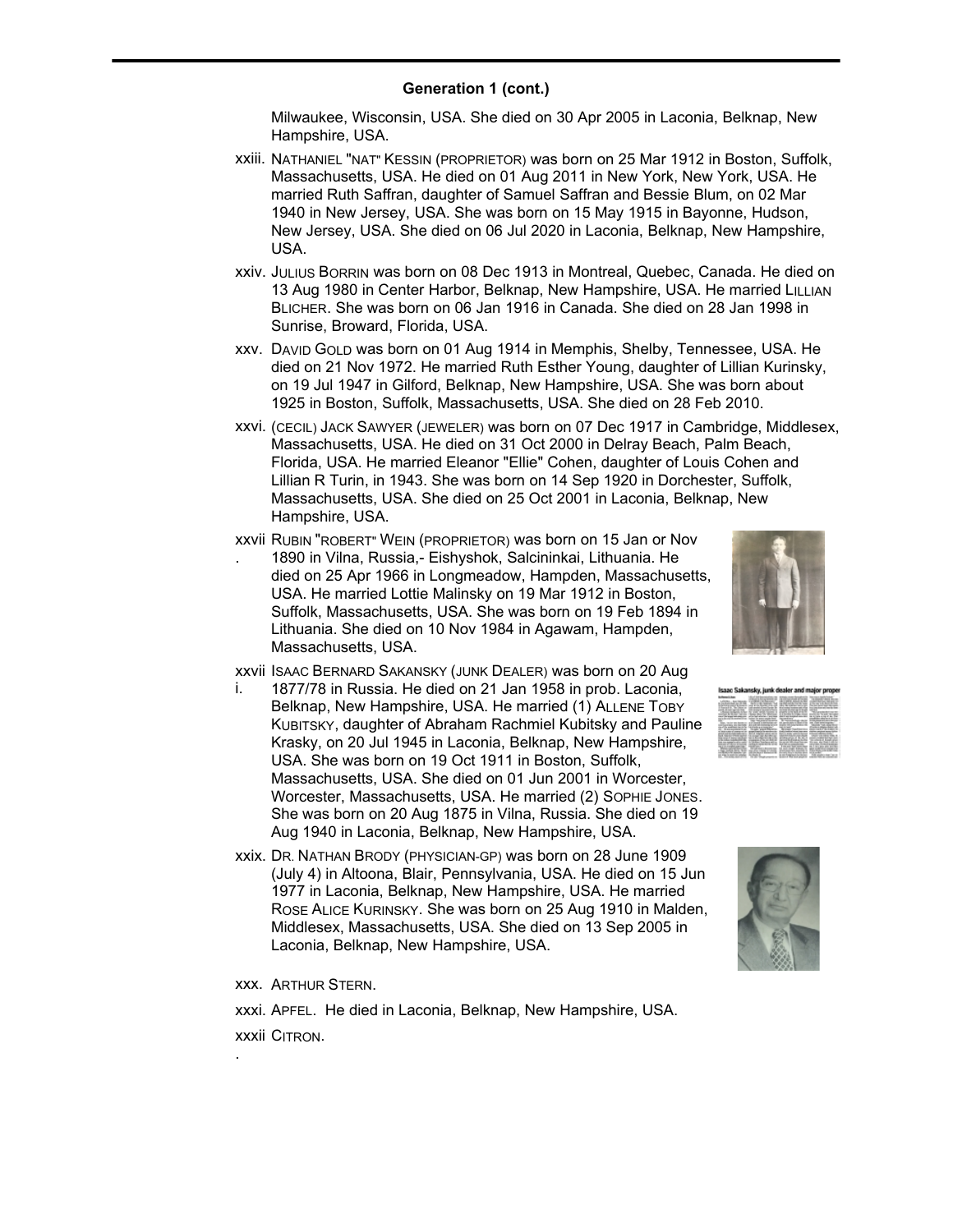## Generation 1 (cont.)

Milwaukee, Wisconsin, USA. She died on 30 Apr 2005 in Laconia, Belknap, New Hampshire, USA.

xxiii. NATHANIEL "NAT" KESSIN (PROPRIETOR) was born on 25 Mar 1912 in Boston, Suffolk, Massachusetts, USA. He died on 01 Aug 2011 in New York, New York, USA. He married Ruth Saffran, daughter of Samuel Saffran and Bessie Blum, on 02 Mar 1940 in New Jersey, USA. She was born on 15 May 1915 in Bayonne, Hudson, New Jersey, USA. She died on 06 Jul 2020 in Laconia, Belknap, New Hampshire, USA.

xxiv. JULIUS BORRIN was born on 08 Dec 1913 in Montreal, Quebec, Canada. He died on 13 Aug 1980 in Center Harbor, Belknap, New Hampshire, USA. He married LILLIAN BLICHER. She was born on 06 Jan 1916 in Canada. She died on 28 Jan 1998 in Sunrise, Broward, Florida, USA.

xxv. DAVID GOLD was born on 01 Aug 1914 in Memphis, Shelby, Tennessee, USA. He died on 21 Nov 1972. He married Ruth Esther Young, daughter of Lillian Kurinsky, on 19 Jul 1947 in Gilford, Belknap, New Hampshire, USA. She was born about 1925 in Boston, Suffolk, Massachusetts, USA. She died on 28 Feb 2010.

xxvi. (CECIL) JACK SAWYER (JEWELER) was born on 07 Dec 1917 in Cambridge, Middlesex, Massachusetts, USA. He died on 31 Oct 2000 in Delray Beach, Palm Beach, Florida, USA. He married Eleanor "Ellie" Cohen, daughter of Louis Cohen and Lillian R Turin, in 1943. She was born on 14 Sep 1920 in Dorchester, Suffolk, Massachusetts, USA. She died on 25 Oct 2001 in Laconia, Belknap, New Hampshire, USA.

xxvii. RUBIN "ROBERT" WEIN (PROPRIETOR) was born on 15 Jan or Nov 1890 in Vilna, Russia,- Eishyshok, Salcininkai, Lithuania. He died on 25 Apr 1966 in Longmeadow, Hampden, Massachusetts, USA. He married Lottie Malinsky on 19 Mar 1912 in Boston, Suffolk, Massachusetts, USA. She was born on 19 Feb 1894 in Lithuania. She died on 10 Nov 1984 in Agawam, Hampden, Massachusetts, USA.

xxviii. ISAAC BERNARD SAKANSKY (JUNK DEALER) was born on 20 Aug 1877/78 in Russia. He died on 21 Jan 1958 in prob. Laconia, Belknap, New Hampshire, USA. He married (1) ALLENE TOBY KUBITSKY, daughter of Abraham Rachmiel Kubitsky and Pauline Krasky, on 20 Jul 1945 in Laconia, Belknap, New Hampshire, USA. She was born on 19 Oct 1911 in Boston, Suffolk, Massachusetts, USA. She died on 01 Jun 2001 in Worcester, Worcester, Massachusetts, USA. He married (2) SOPHIE JONES. She was born on 20 Aug 1875 in Vilna, Russia. She died on 19 Aug 1940 in Laconia, Belknap, New Hampshire, USA.

xxix. DR. NATHAN BRODY (PHYSICIAN-GP) was born on 28 June 1909 (July 4) in Altoona, Blair, Pennsylvania, USA. He died on 15 Jun 1977 in Laconia, Belknap, New Hampshire, USA. He married ROSE ALICE KURINSKY. She was born on 25 Aug 1910 in Malden, Middlesex, Massachusetts, USA. She died on 13 Sep 2005 in Laconia, Belknap, New Hampshire, USA.

xxx. ARTHUR STERN.

xxxi. APFEL. He died in Laconia, Belknap, New Hampshire, USA.

xxxii. CITRON.